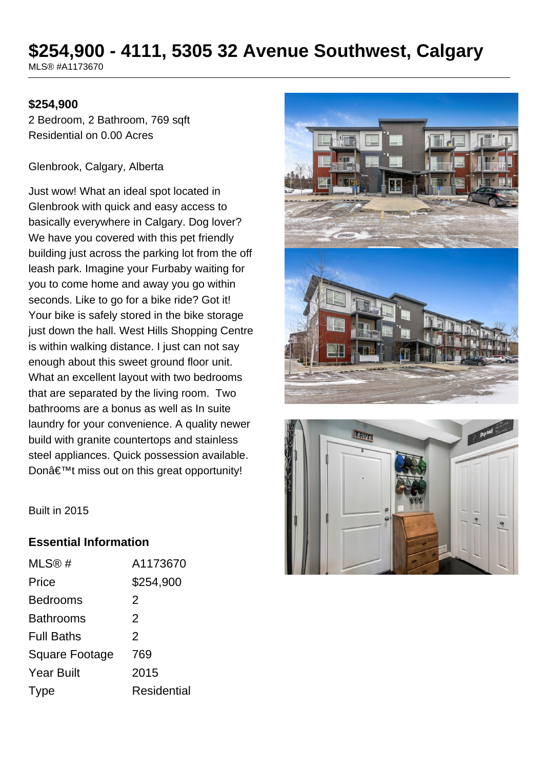# $254,900 - 4111, 5305 32 Avenue Southwest, Calgary

MLS® #A1173670

**$254,900**

2 Bedroom, 2 Bathroom, 769 sqft

Residential on 0.00 Acres

Glenbrook, Calgary, Alberta

Just wow! What an ideal spot located in Glenbrook with quick and easy access to basically everywhere in Calgary. Dog lover? We have you covered with this pet friendly building just across the parking lot from the off leash park. Imagine your Furbaby waiting for you to come home and away you go within seconds. Like to go for a bike ride? Got it! Your bike is safely stored in the bike storage just down the hall. West Hills Shopping Centre is within walking distance. I just can not say enough about this sweet ground floor unit. What an excellent layout with two bedrooms that are separated by the living room. Two bathrooms are a bonus as well as In suite laundry for your convenience. A quality newer build with granite countertops and stainless steel appliances. Quick possession available. Donâ€™t miss out on this great opportunity!

Built in 2015

## Essential Information

| | |
|---|---|
| MLS® # | A1173670 |
| Price | $254,900 |
| Bedrooms | 2 |
| Bathrooms | 2 |
| Full Baths | 2 |
| Square Footage | 769 |
| Year Built | 2015 |
| Type | Residential |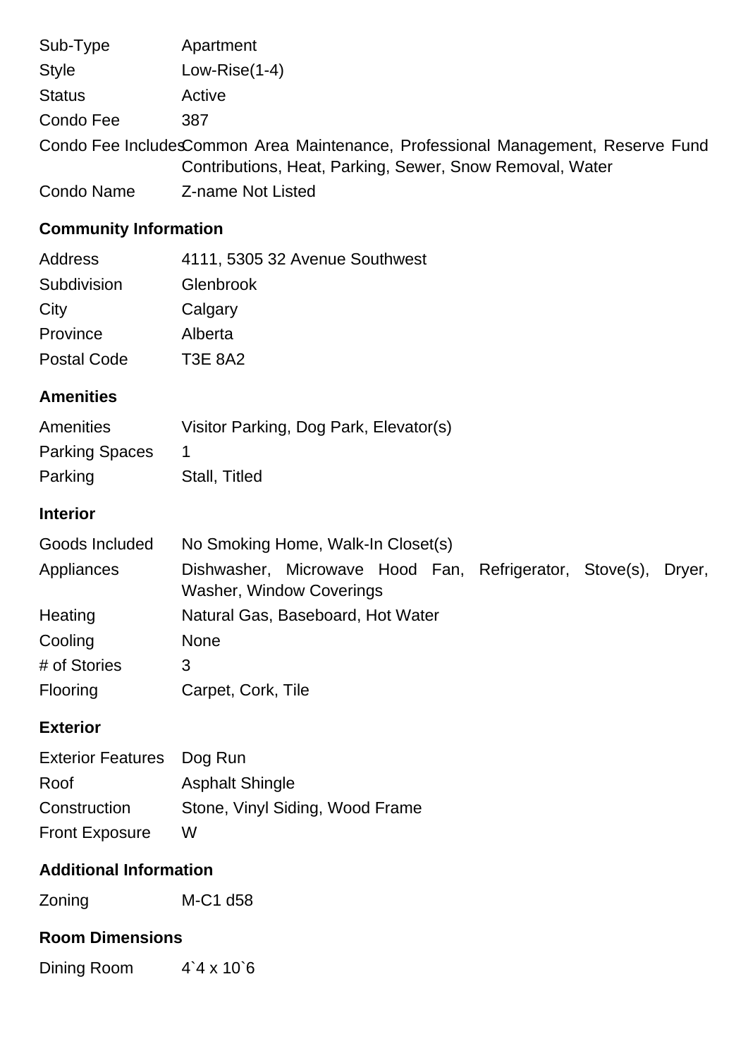| | |
|---|---|
| Sub-Type | Apartment |
| Style | Low-Rise(1-4) |
| Status | Active |
| Condo Fee | 387 |
| Condo Fee Includes | Common Area Maintenance, Professional Management, Reserve Fund Contributions, Heat, Parking, Sewer, Snow Removal, Water |
| Condo Name | Z-name Not Listed |

### Community Information

| | |
|---|---|
| Address | 4111, 5305 32 Avenue Southwest |
| Subdivision | Glenbrook |
| City | Calgary |
| Province | Alberta |
| Postal Code | T3E 8A2 |

### Amenities

| | |
|---|---|
| Amenities | Visitor Parking, Dog Park, Elevator(s) |
| Parking Spaces | 1 |
| Parking | Stall, Titled |

### Interior

| | |
|---|---|
| Goods Included | No Smoking Home, Walk-In Closet(s) |
| Appliances | Dishwasher, Microwave Hood Fan, Refrigerator, Stove(s), Dryer, Washer, Window Coverings |
| Heating | Natural Gas, Baseboard, Hot Water |
| Cooling | None |
| # of Stories | 3 |
| Flooring | Carpet, Cork, Tile |

### Exterior

| | |
|---|---|
| Exterior Features | Dog Run |
| Roof | Asphalt Shingle |
| Construction | Stone, Vinyl Siding, Wood Frame |
| Front Exposure | W |

### Additional Information

| | |
|---|---|
| Zoning | M-C1 d58 |

### Room Dimensions

| | |
|---|---|
| Dining Room | 4`4 x 10`6 |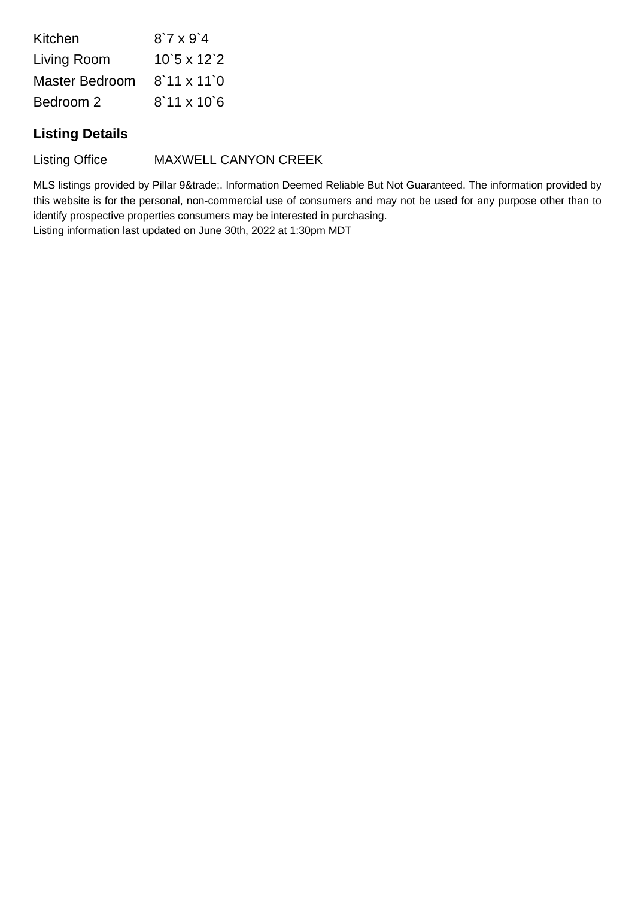| | |
|---|---|
| Kitchen | 8`7 x 9`4 |
| Living Room | 10`5 x 12`2 |
| Master Bedroom | 8`11 x 11`0 |
| Bedroom 2 | 8`11 x 10`6 |

## Listing Details

| | |
|---|---|
| Listing Office | MAXWELL CANYON CREEK |

MLS listings provided by Pillar 9&trade;. Information Deemed Reliable But Not Guaranteed. The information provided by this website is for the personal, non-commercial use of consumers and may not be used for any purpose other than to identify prospective properties consumers may be interested in purchasing.
Listing information last updated on June 30th, 2022 at 1:30pm MDT